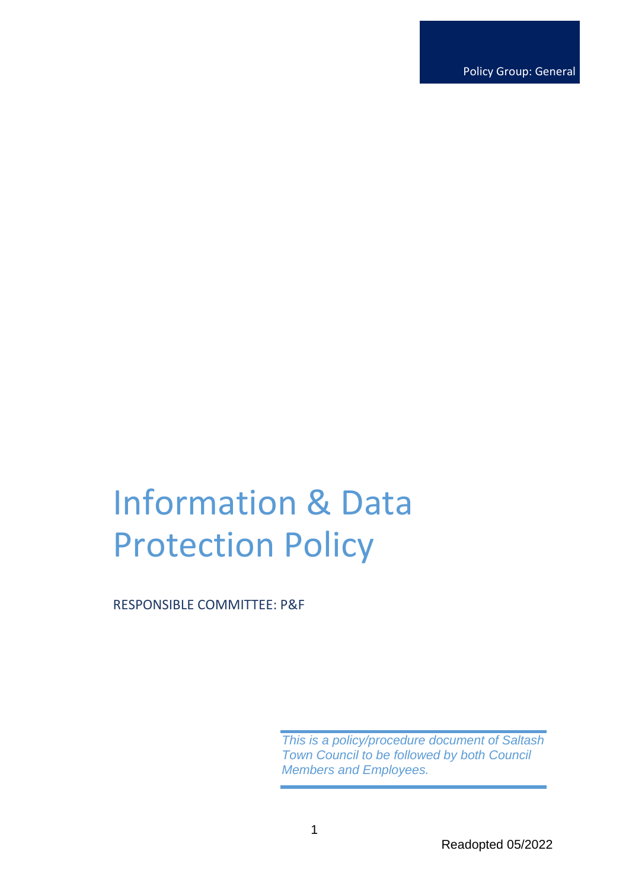Policy Group: General

# Information & Data Protection Policy

RESPONSIBLE COMMITTEE: P&F

*This is a policy/procedure document of Saltash Town Council to be followed by both Council Members and Employees.*

Readopted 05/2022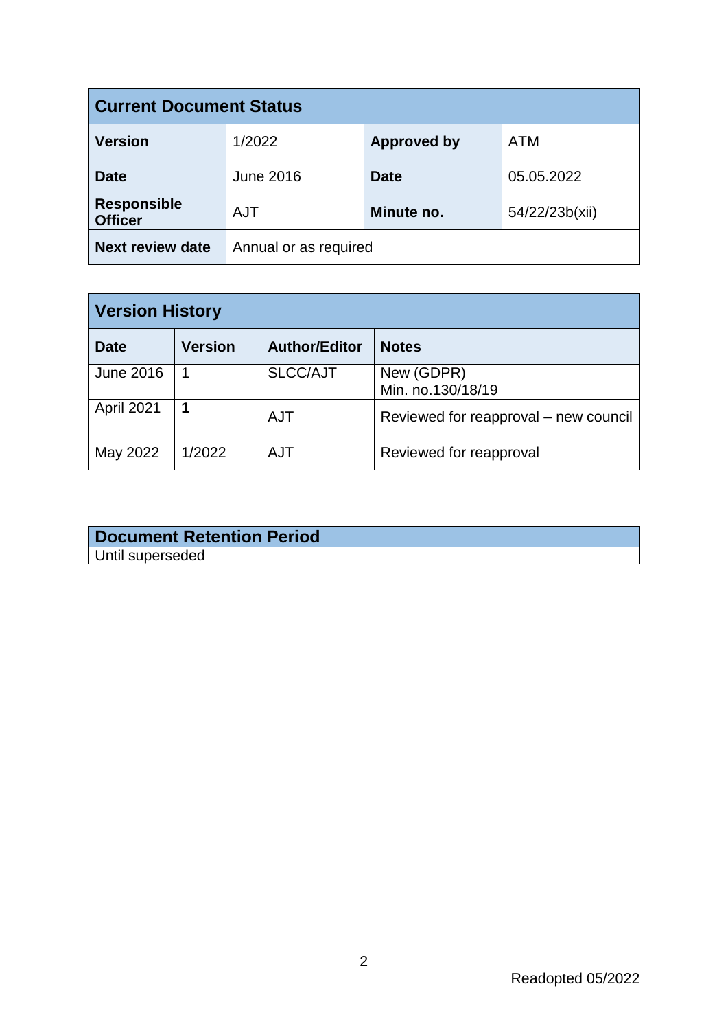| Current Document Status | | | |
|---|---|---|---|
| **Version** | 1/2022 | **Approved by** | ATM |
| **Date** | June 2016 | **Date** | 05.05.2022 |
| **Responsible Officer** | AJT | **Minute no.** | 54/22/23b(xii) |
| **Next review date** | Annual or as required | | |

| Version History | | | |
|---|---|---|---|
| **Date** | **Version** | **Author/Editor** | **Notes** |
| June 2016 | 1 | SLCC/AJT | New (GDPR) Min. no.130/18/19 |
| April 2021 | **1** | AJT | Reviewed for reapproval – new council |
| May 2022 | 1/2022 | AJT | Reviewed for reapproval |

| Document Retention Period |
|---|
| Until superseded |

Readopted 05/2022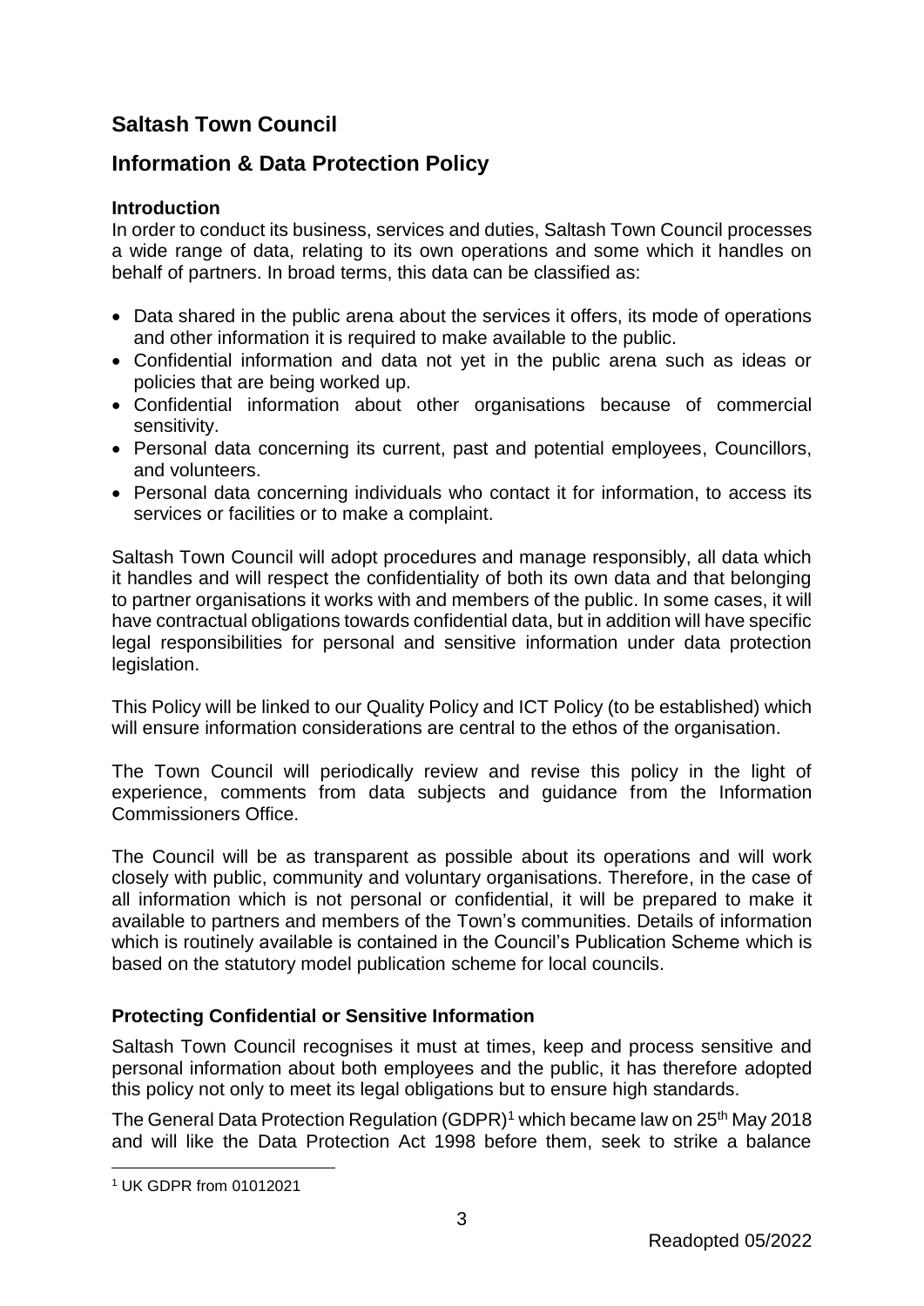# Saltash Town Council

## Information & Data Protection Policy

### Introduction

In order to conduct its business, services and duties, Saltash Town Council processes a wide range of data, relating to its own operations and some which it handles on behalf of partners. In broad terms, this data can be classified as:

- Data shared in the public arena about the services it offers, its mode of operations and other information it is required to make available to the public.
- Confidential information and data not yet in the public arena such as ideas or policies that are being worked up.
- Confidential information about other organisations because of commercial sensitivity.
- Personal data concerning its current, past and potential employees, Councillors, and volunteers.
- Personal data concerning individuals who contact it for information, to access its services or facilities or to make a complaint.

Saltash Town Council will adopt procedures and manage responsibly, all data which it handles and will respect the confidentiality of both its own data and that belonging to partner organisations it works with and members of the public. In some cases, it will have contractual obligations towards confidential data, but in addition will have specific legal responsibilities for personal and sensitive information under data protection legislation.

This Policy will be linked to our Quality Policy and ICT Policy (to be established) which will ensure information considerations are central to the ethos of the organisation.

The Town Council will periodically review and revise this policy in the light of experience, comments from data subjects and guidance from the Information Commissioners Office.

The Council will be as transparent as possible about its operations and will work closely with public, community and voluntary organisations. Therefore, in the case of all information which is not personal or confidential, it will be prepared to make it available to partners and members of the Town's communities. Details of information which is routinely available is contained in the Council's Publication Scheme which is based on the statutory model publication scheme for local councils.

### Protecting Confidential or Sensitive Information

Saltash Town Council recognises it must at times, keep and process sensitive and personal information about both employees and the public, it has therefore adopted this policy not only to meet its legal obligations but to ensure high standards.

The General Data Protection Regulation (GDPR)[1] which became law on 25th May 2018 and will like the Data Protection Act 1998 before them, seek to strike a balance

[1] UK GDPR from 01012021

Readopted 05/2022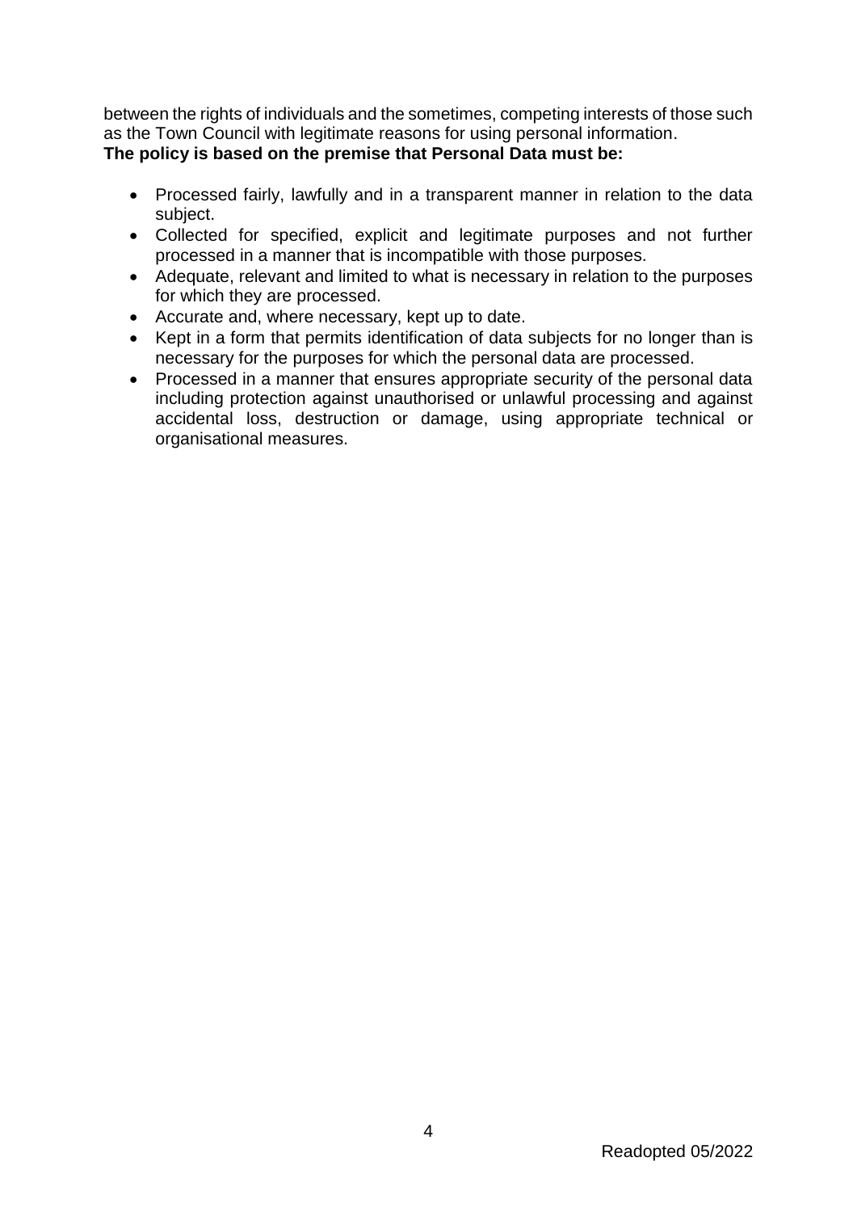between the rights of individuals and the sometimes, competing interests of those such as the Town Council with legitimate reasons for using personal information.

**The policy is based on the premise that Personal Data must be:**

- Processed fairly, lawfully and in a transparent manner in relation to the data subject.
- Collected for specified, explicit and legitimate purposes and not further processed in a manner that is incompatible with those purposes.
- Adequate, relevant and limited to what is necessary in relation to the purposes for which they are processed.
- Accurate and, where necessary, kept up to date.
- Kept in a form that permits identification of data subjects for no longer than is necessary for the purposes for which the personal data are processed.
- Processed in a manner that ensures appropriate security of the personal data including protection against unauthorised or unlawful processing and against accidental loss, destruction or damage, using appropriate technical or organisational measures.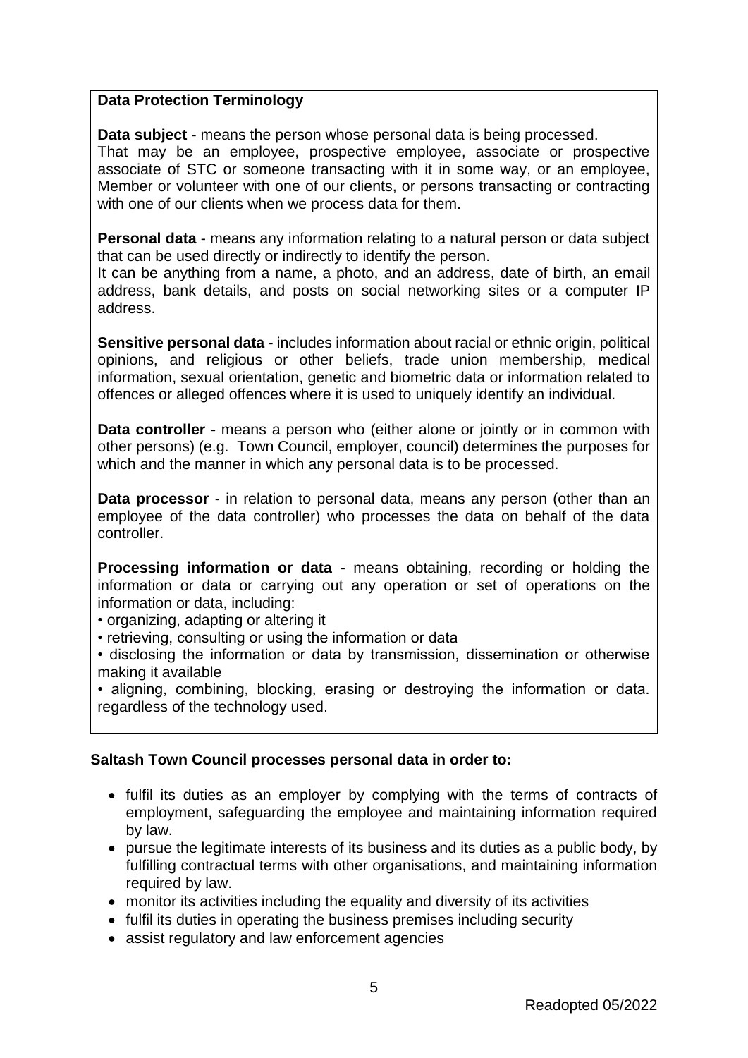**Data Protection Terminology**

**Data subject** - means the person whose personal data is being processed. That may be an employee, prospective employee, associate or prospective associate of STC or someone transacting with it in some way, or an employee, Member or volunteer with one of our clients, or persons transacting or contracting with one of our clients when we process data for them.

**Personal data** - means any information relating to a natural person or data subject that can be used directly or indirectly to identify the person.
It can be anything from a name, a photo, and an address, date of birth, an email address, bank details, and posts on social networking sites or a computer IP address.

**Sensitive personal data** - includes information about racial or ethnic origin, political opinions, and religious or other beliefs, trade union membership, medical information, sexual orientation, genetic and biometric data or information related to offences or alleged offences where it is used to uniquely identify an individual.

**Data controller** - means a person who (either alone or jointly or in common with other persons) (e.g. Town Council, employer, council) determines the purposes for which and the manner in which any personal data is to be processed.

**Data processor** - in relation to personal data, means any person (other than an employee of the data controller) who processes the data on behalf of the data controller.

**Processing information or data** - means obtaining, recording or holding the information or data or carrying out any operation or set of operations on the information or data, including:

- organizing, adapting or altering it
- retrieving, consulting or using the information or data
- disclosing the information or data by transmission, dissemination or otherwise making it available
- aligning, combining, blocking, erasing or destroying the information or data. regardless of the technology used.

**Saltash Town Council processes personal data in order to:**

- fulfil its duties as an employer by complying with the terms of contracts of employment, safeguarding the employee and maintaining information required by law.
- pursue the legitimate interests of its business and its duties as a public body, by fulfilling contractual terms with other organisations, and maintaining information required by law.
- monitor its activities including the equality and diversity of its activities
- fulfil its duties in operating the business premises including security
- assist regulatory and law enforcement agencies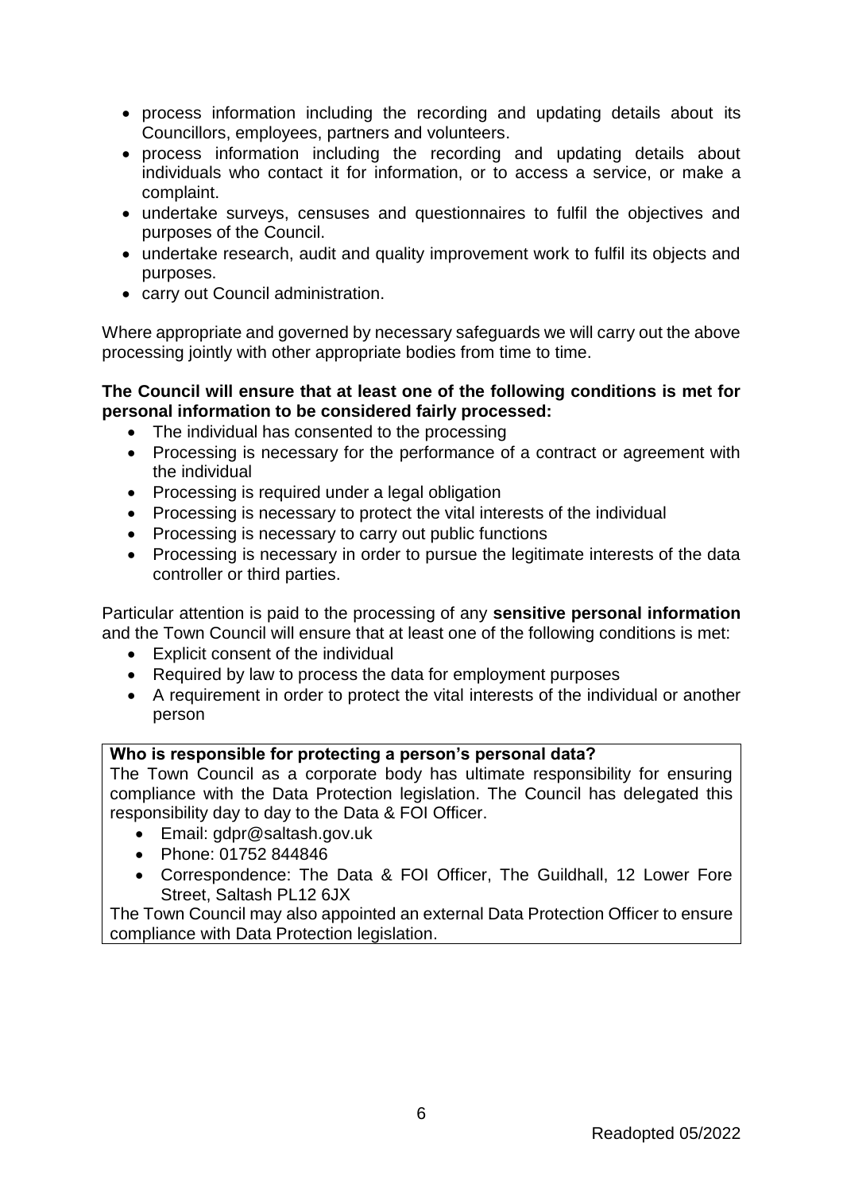- process information including the recording and updating details about its Councillors, employees, partners and volunteers.
- process information including the recording and updating details about individuals who contact it for information, or to access a service, or make a complaint.
- undertake surveys, censuses and questionnaires to fulfil the objectives and purposes of the Council.
- undertake research, audit and quality improvement work to fulfil its objects and purposes.
- carry out Council administration.

Where appropriate and governed by necessary safeguards we will carry out the above processing jointly with other appropriate bodies from time to time.

**The Council will ensure that at least one of the following conditions is met for personal information to be considered fairly processed:**

- The individual has consented to the processing
- Processing is necessary for the performance of a contract or agreement with the individual
- Processing is required under a legal obligation
- Processing is necessary to protect the vital interests of the individual
- Processing is necessary to carry out public functions
- Processing is necessary in order to pursue the legitimate interests of the data controller or third parties.

Particular attention is paid to the processing of any **sensitive personal information** and the Town Council will ensure that at least one of the following conditions is met:

- Explicit consent of the individual
- Required by law to process the data for employment purposes
- A requirement in order to protect the vital interests of the individual or another person

**Who is responsible for protecting a person's personal data?**

The Town Council as a corporate body has ultimate responsibility for ensuring compliance with the Data Protection legislation. The Council has delegated this responsibility day to day to the Data & FOI Officer.

- Email: gdpr@saltash.gov.uk
- Phone: 01752 844846
- Correspondence: The Data & FOI Officer, The Guildhall, 12 Lower Fore Street, Saltash PL12 6JX

The Town Council may also appointed an external Data Protection Officer to ensure compliance with Data Protection legislation.

Readopted 05/2022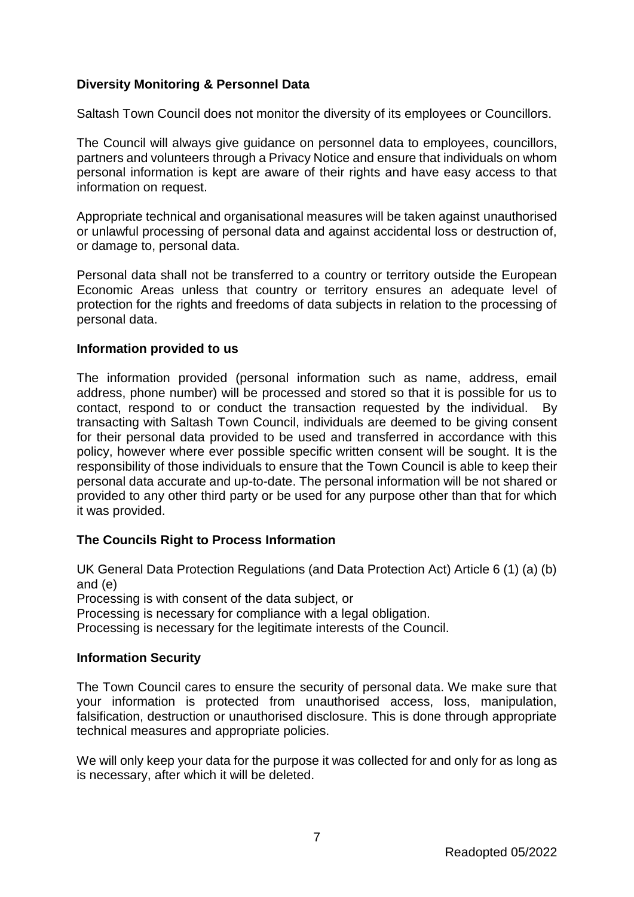**Diversity Monitoring & Personnel Data**

Saltash Town Council does not monitor the diversity of its employees or Councillors.

The Council will always give guidance on personnel data to employees, councillors, partners and volunteers through a Privacy Notice and ensure that individuals on whom personal information is kept are aware of their rights and have easy access to that information on request.

Appropriate technical and organisational measures will be taken against unauthorised or unlawful processing of personal data and against accidental loss or destruction of, or damage to, personal data.

Personal data shall not be transferred to a country or territory outside the European Economic Areas unless that country or territory ensures an adequate level of protection for the rights and freedoms of data subjects in relation to the processing of personal data.

**Information provided to us**

The information provided (personal information such as name, address, email address, phone number) will be processed and stored so that it is possible for us to contact, respond to or conduct the transaction requested by the individual. By transacting with Saltash Town Council, individuals are deemed to be giving consent for their personal data provided to be used and transferred in accordance with this policy, however where ever possible specific written consent will be sought. It is the responsibility of those individuals to ensure that the Town Council is able to keep their personal data accurate and up-to-date. The personal information will be not shared or provided to any other third party or be used for any purpose other than that for which it was provided.

**The Councils Right to Process Information**

UK General Data Protection Regulations (and Data Protection Act) Article 6 (1) (a) (b) and (e)
Processing is with consent of the data subject, or
Processing is necessary for compliance with a legal obligation.
Processing is necessary for the legitimate interests of the Council.

**Information Security**

The Town Council cares to ensure the security of personal data. We make sure that your information is protected from unauthorised access, loss, manipulation, falsification, destruction or unauthorised disclosure. This is done through appropriate technical measures and appropriate policies.

We will only keep your data for the purpose it was collected for and only for as long as is necessary, after which it will be deleted.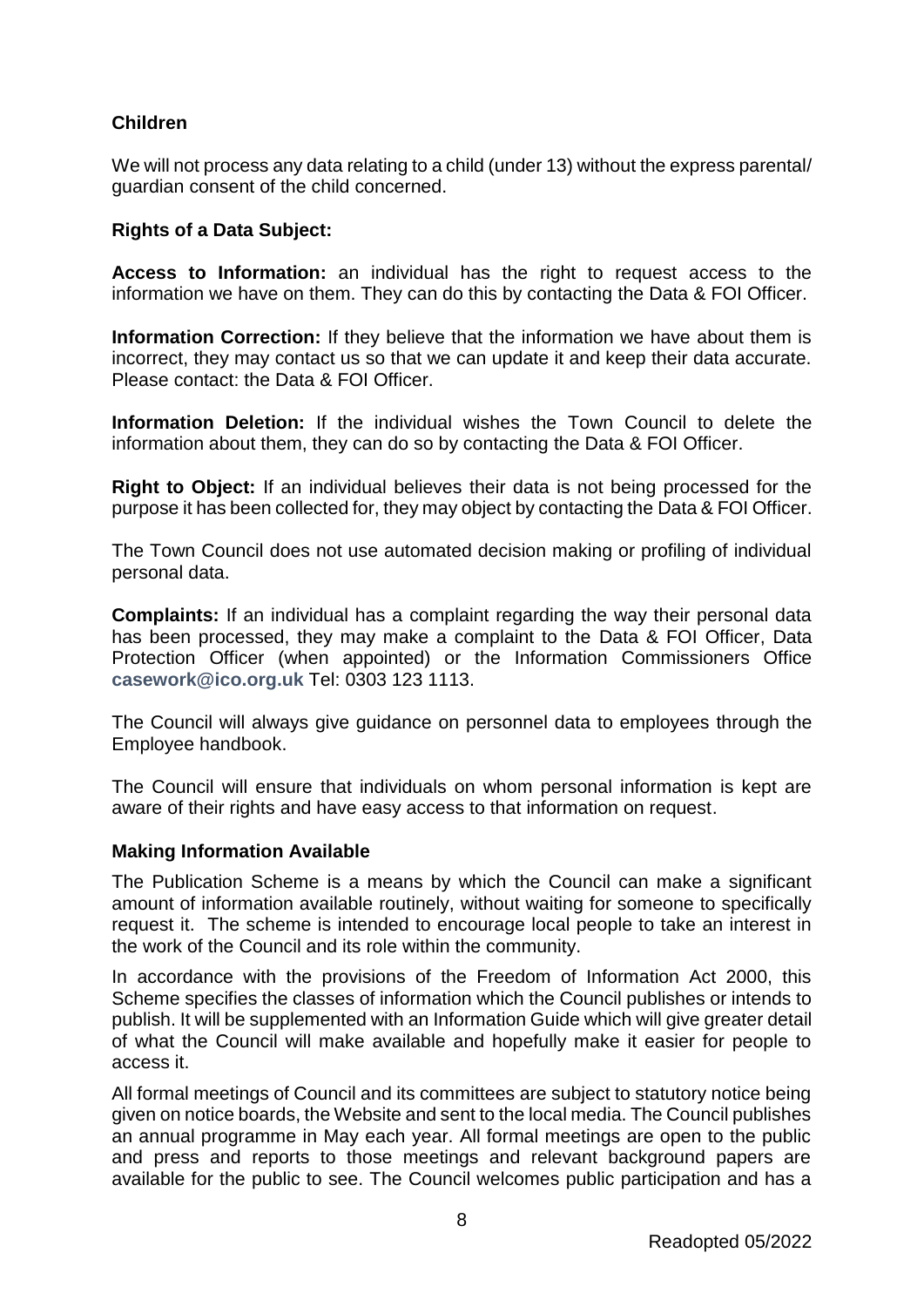### Children

We will not process any data relating to a child (under 13) without the express parental/ guardian consent of the child concerned.

### Rights of a Data Subject:

**Access to Information:** an individual has the right to request access to the information we have on them. They can do this by contacting the Data & FOI Officer.

**Information Correction:** If they believe that the information we have about them is incorrect, they may contact us so that we can update it and keep their data accurate. Please contact: the Data & FOI Officer.

**Information Deletion:** If the individual wishes the Town Council to delete the information about them, they can do so by contacting the Data & FOI Officer.

**Right to Object:** If an individual believes their data is not being processed for the purpose it has been collected for, they may object by contacting the Data & FOI Officer.

The Town Council does not use automated decision making or profiling of individual personal data.

**Complaints:** If an individual has a complaint regarding the way their personal data has been processed, they may make a complaint to the Data & FOI Officer, Data Protection Officer (when appointed) or the Information Commissioners Office **casework@ico.org.uk** Tel: 0303 123 1113.

The Council will always give guidance on personnel data to employees through the Employee handbook.

The Council will ensure that individuals on whom personal information is kept are aware of their rights and have easy access to that information on request.

### Making Information Available

The Publication Scheme is a means by which the Council can make a significant amount of information available routinely, without waiting for someone to specifically request it. The scheme is intended to encourage local people to take an interest in the work of the Council and its role within the community.

In accordance with the provisions of the Freedom of Information Act 2000, this Scheme specifies the classes of information which the Council publishes or intends to publish. It will be supplemented with an Information Guide which will give greater detail of what the Council will make available and hopefully make it easier for people to access it.

All formal meetings of Council and its committees are subject to statutory notice being given on notice boards, the Website and sent to the local media. The Council publishes an annual programme in May each year. All formal meetings are open to the public and press and reports to those meetings and relevant background papers are available for the public to see. The Council welcomes public participation and has a

Readopted 05/2022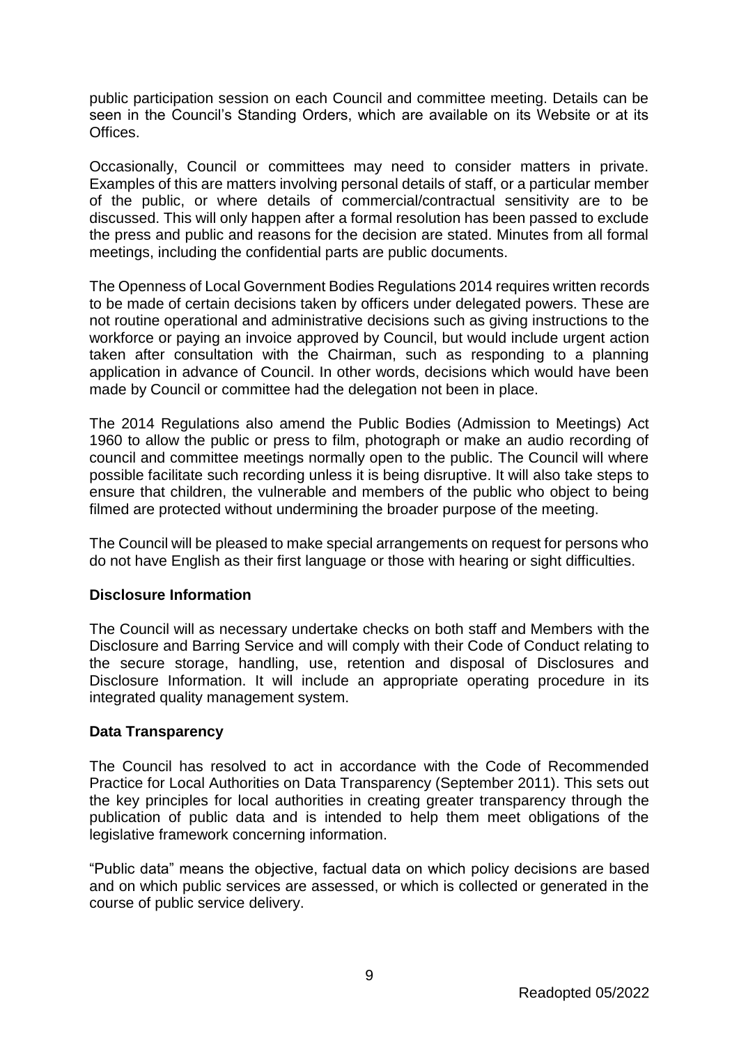public participation session on each Council and committee meeting. Details can be seen in the Council's Standing Orders, which are available on its Website or at its Offices.

Occasionally, Council or committees may need to consider matters in private. Examples of this are matters involving personal details of staff, or a particular member of the public, or where details of commercial/contractual sensitivity are to be discussed. This will only happen after a formal resolution has been passed to exclude the press and public and reasons for the decision are stated. Minutes from all formal meetings, including the confidential parts are public documents.

The Openness of Local Government Bodies Regulations 2014 requires written records to be made of certain decisions taken by officers under delegated powers. These are not routine operational and administrative decisions such as giving instructions to the workforce or paying an invoice approved by Council, but would include urgent action taken after consultation with the Chairman, such as responding to a planning application in advance of Council. In other words, decisions which would have been made by Council or committee had the delegation not been in place.

The 2014 Regulations also amend the Public Bodies (Admission to Meetings) Act 1960 to allow the public or press to film, photograph or make an audio recording of council and committee meetings normally open to the public. The Council will where possible facilitate such recording unless it is being disruptive. It will also take steps to ensure that children, the vulnerable and members of the public who object to being filmed are protected without undermining the broader purpose of the meeting.

The Council will be pleased to make special arrangements on request for persons who do not have English as their first language or those with hearing or sight difficulties.

**Disclosure Information**

The Council will as necessary undertake checks on both staff and Members with the Disclosure and Barring Service and will comply with their Code of Conduct relating to the secure storage, handling, use, retention and disposal of Disclosures and Disclosure Information. It will include an appropriate operating procedure in its integrated quality management system.

**Data Transparency**

The Council has resolved to act in accordance with the Code of Recommended Practice for Local Authorities on Data Transparency (September 2011). This sets out the key principles for local authorities in creating greater transparency through the publication of public data and is intended to help them meet obligations of the legislative framework concerning information.

"Public data" means the objective, factual data on which policy decisions are based and on which public services are assessed, or which is collected or generated in the course of public service delivery.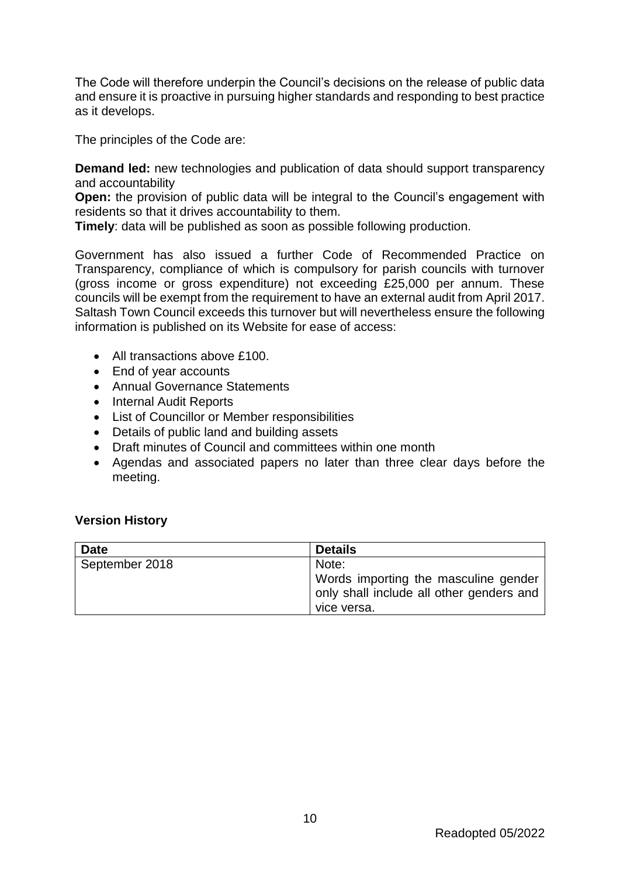The Code will therefore underpin the Council's decisions on the release of public data and ensure it is proactive in pursuing higher standards and responding to best practice as it develops.

The principles of the Code are:

**Demand led:** new technologies and publication of data should support transparency and accountability
**Open:** the provision of public data will be integral to the Council's engagement with residents so that it drives accountability to them.
**Timely**: data will be published as soon as possible following production.

Government has also issued a further Code of Recommended Practice on Transparency, compliance of which is compulsory for parish councils with turnover (gross income or gross expenditure) not exceeding £25,000 per annum. These councils will be exempt from the requirement to have an external audit from April 2017. Saltash Town Council exceeds this turnover but will nevertheless ensure the following information is published on its Website for ease of access:

- All transactions above £100.
- End of year accounts
- Annual Governance Statements
- Internal Audit Reports
- List of Councillor or Member responsibilities
- Details of public land and building assets
- Draft minutes of Council and committees within one month
- Agendas and associated papers no later than three clear days before the meeting.

**Version History**

| Date | Details |
|---|---|
| September 2018 | Note:<br>Words importing the masculine gender only shall include all other genders and vice versa. |

Readopted 05/2022